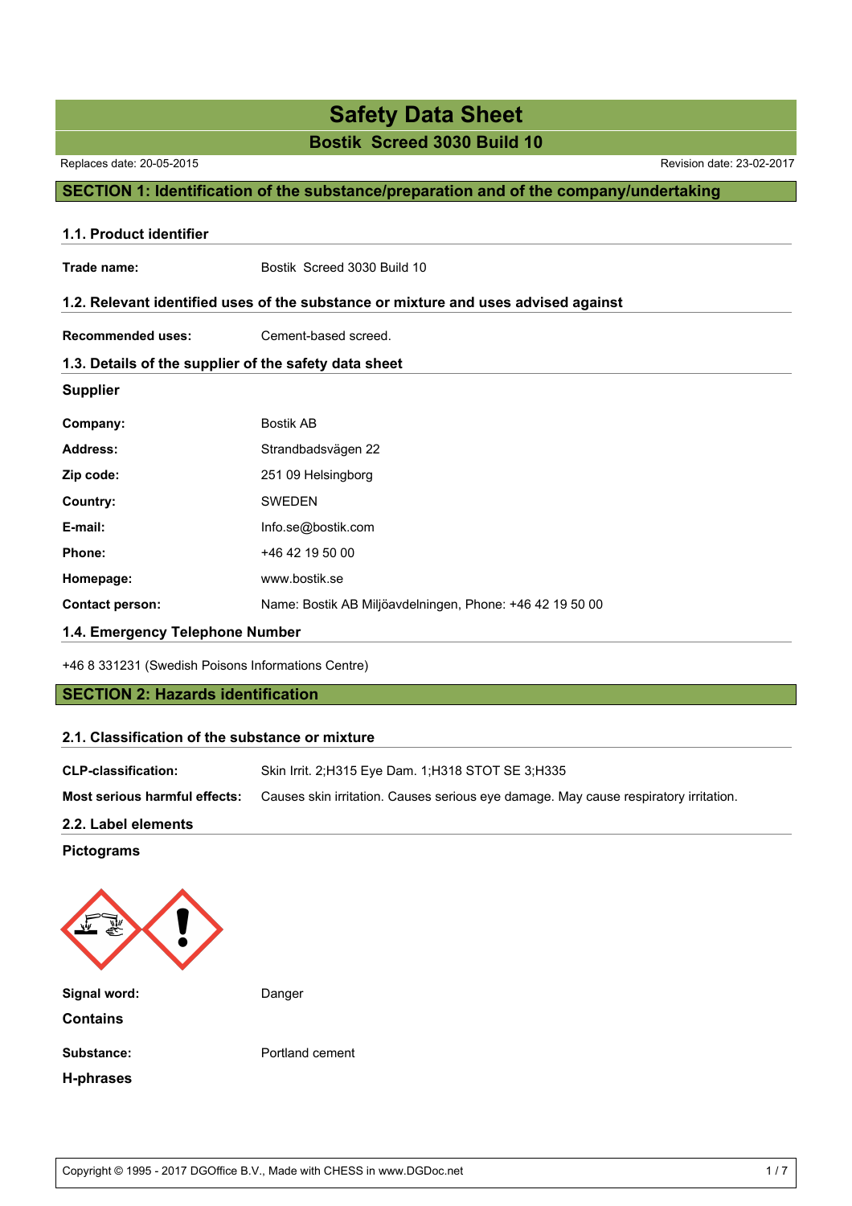# Safety Data Sheet

## Bostik Screed 3030 Build 10

Replaces date: 20-05-2015

Revision date: 23-02-2017

## SECTION 1: Identification of the substance/preparation and of the company/undertaking

### 1.1. Product identifier

**Trade name:** Bostik Screed 3030 Build 10

### 1.2. Relevant identified uses of the substance or mixture and uses advised against

**Recommended uses:** Cement-based screed.

### 1.3. Details of the supplier of the safety data sheet

**Supplier**

| | |
|---|---|
| **Company:** | Bostik AB |
| **Address:** | Strandbadsvägen 22 |
| **Zip code:** | 251 09 Helsingborg |
| **Country:** | SWEDEN |
| **E-mail:** | Info.se@bostik.com |
| **Phone:** | +46 42 19 50 00 |
| **Homepage:** | www.bostik.se |
| **Contact person:** | Name: Bostik AB Miljöavdelningen, Phone: +46 42 19 50 00 |

### 1.4. Emergency Telephone Number

+46 8 331231 (Swedish Poisons Informations Centre)

## SECTION 2: Hazards identification

### 2.1. Classification of the substance or mixture

**CLP-classification:** Skin Irrit. 2;H315 Eye Dam. 1;H318 STOT SE 3;H335

**Most serious harmful effects:** Causes skin irritation. Causes serious eye damage. May cause respiratory irritation.

### 2.2. Label elements

**Pictograms**

**Signal word:** Danger

**Contains**

**Substance:** Portland cement

**H-phrases**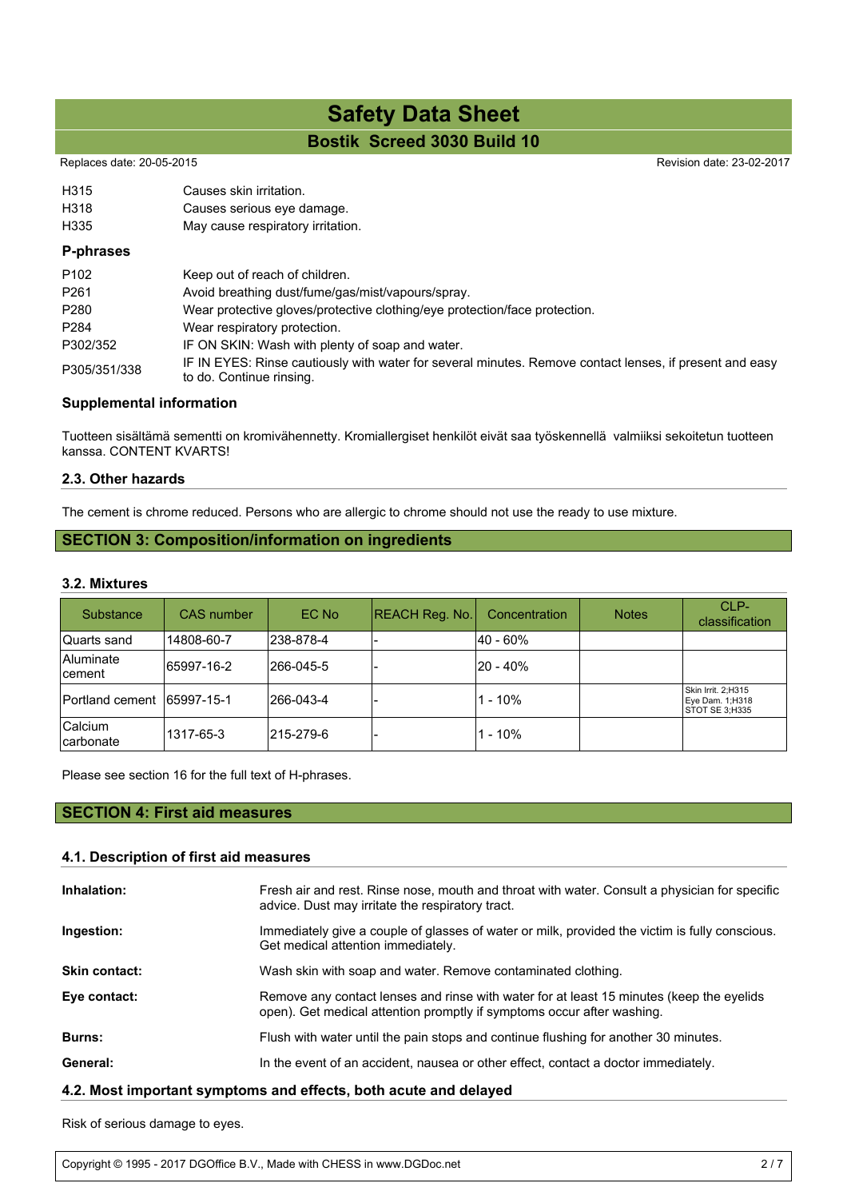| | |
|---|---|
| H315 | Causes skin irritation. |
| H318 | Causes serious eye damage. |
| H335 | May cause respiratory irritation. |

### P-phrases

| | |
|---|---|
| P102 | Keep out of reach of children. |
| P261 | Avoid breathing dust/fume/gas/mist/vapours/spray. |
| P280 | Wear protective gloves/protective clothing/eye protection/face protection. |
| P284 | Wear respiratory protection. |
| P302/352 | IF ON SKIN: Wash with plenty of soap and water. |
| P305/351/338 | IF IN EYES: Rinse cautiously with water for several minutes. Remove contact lenses, if present and easy to do. Continue rinsing. |

### Supplemental information

Tuotteen sisältämä sementti on kromivähennetty. Kromiallergiset henkilöt eivät saa työskennellä valmiiksi sekoitetun tuotteen kanssa. CONTENT KVARTS!

### 2.3. Other hazards

The cement is chrome reduced. Persons who are allergic to chrome should not use the ready to use mixture.

## SECTION 3: Composition/information on ingredients

### 3.2. Mixtures

| Substance | CAS number | EC No | REACH Reg. No. | Concentration | Notes | CLP-classification |
|---|---|---|---|---|---|---|
| Quarts sand | 14808-60-7 | 238-878-4 | - | 40 - 60% | | |
| Aluminate cement | 65997-16-2 | 266-045-5 | - | 20 - 40% | | |
| Portland cement | 65997-15-1 | 266-043-4 | - | 1 - 10% | | Skin Irrit. 2;H315 Eye Dam. 1;H318 STOT SE 3;H335 |
| Calcium carbonate | 1317-65-3 | 215-279-6 | - | 1 - 10% | | |

Please see section 16 for the full text of H-phrases.

## SECTION 4: First aid measures

### 4.1. Description of first aid measures

**Inhalation:** Fresh air and rest. Rinse nose, mouth and throat with water. Consult a physician for specific advice. Dust may irritate the respiratory tract.

**Ingestion:** Immediately give a couple of glasses of water or milk, provided the victim is fully conscious. Get medical attention immediately.

**Skin contact:** Wash skin with soap and water. Remove contaminated clothing.

**Eye contact:** Remove any contact lenses and rinse with water for at least 15 minutes (keep the eyelids open). Get medical attention promptly if symptoms occur after washing.

**Burns:** Flush with water until the pain stops and continue flushing for another 30 minutes.

**General:** In the event of an accident, nausea or other effect, contact a doctor immediately.

### 4.2. Most important symptoms and effects, both acute and delayed

Risk of serious damage to eyes.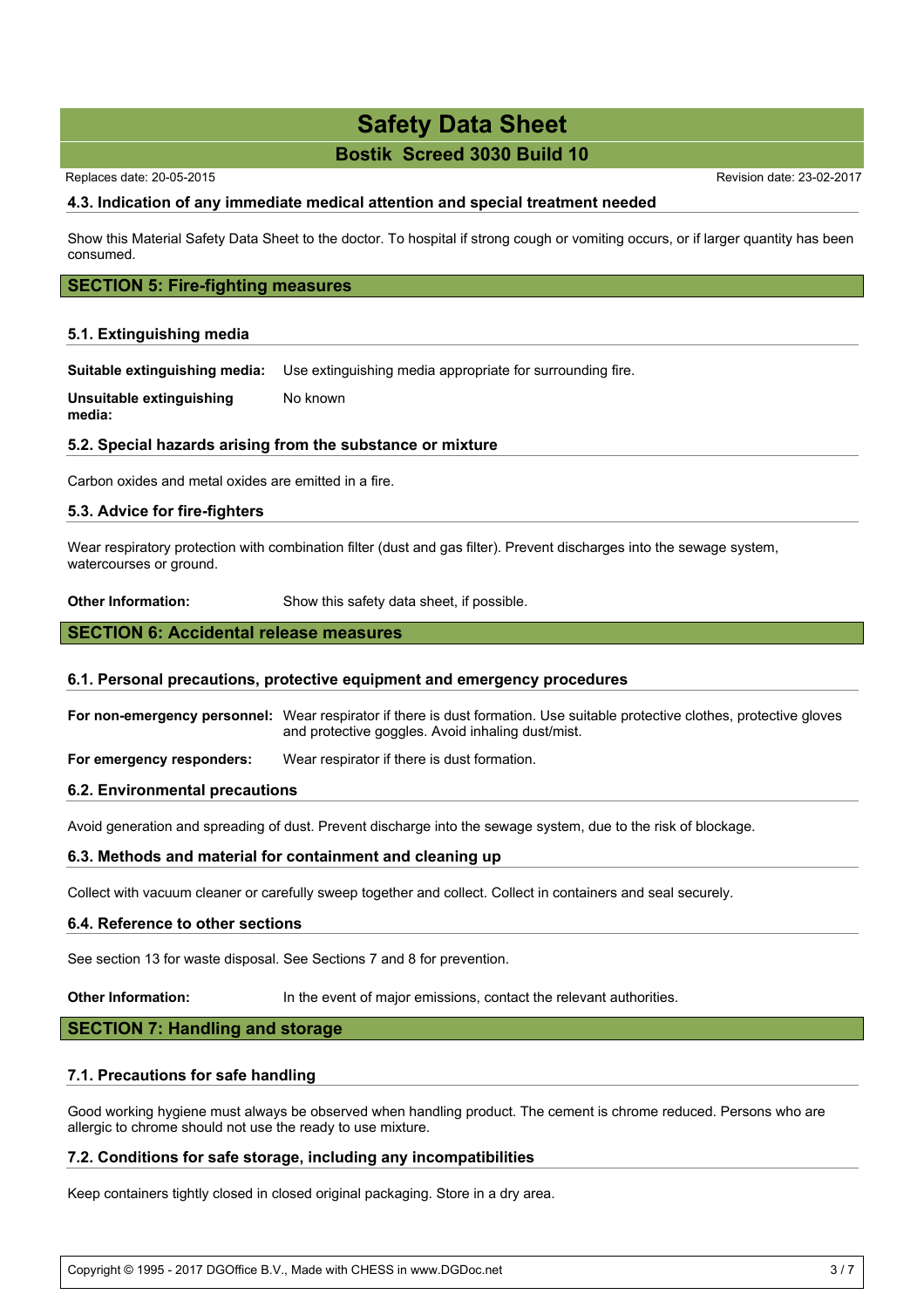### 4.3. Indication of any immediate medical attention and special treatment needed

Show this Material Safety Data Sheet to the doctor. To hospital if strong cough or vomiting occurs, or if larger quantity has been consumed.

## SECTION 5: Fire-fighting measures

### 5.1. Extinguishing media

**Suitable extinguishing media:** Use extinguishing media appropriate for surrounding fire.

**Unsuitable extinguishing media:** No known

### 5.2. Special hazards arising from the substance or mixture

Carbon oxides and metal oxides are emitted in a fire.

### 5.3. Advice for fire-fighters

Wear respiratory protection with combination filter (dust and gas filter). Prevent discharges into the sewage system, watercourses or ground.

**Other Information:** Show this safety data sheet, if possible.

## SECTION 6: Accidental release measures

### 6.1. Personal precautions, protective equipment and emergency procedures

**For non-emergency personnel:** Wear respirator if there is dust formation. Use suitable protective clothes, protective gloves and protective goggles. Avoid inhaling dust/mist.

**For emergency responders:** Wear respirator if there is dust formation.

### 6.2. Environmental precautions

Avoid generation and spreading of dust. Prevent discharge into the sewage system, due to the risk of blockage.

### 6.3. Methods and material for containment and cleaning up

Collect with vacuum cleaner or carefully sweep together and collect. Collect in containers and seal securely.

### 6.4. Reference to other sections

See section 13 for waste disposal. See Sections 7 and 8 for prevention.

**Other Information:** In the event of major emissions, contact the relevant authorities.

## SECTION 7: Handling and storage

### 7.1. Precautions for safe handling

Good working hygiene must always be observed when handling product. The cement is chrome reduced. Persons who are allergic to chrome should not use the ready to use mixture.

### 7.2. Conditions for safe storage, including any incompatibilities

Keep containers tightly closed in closed original packaging. Store in a dry area.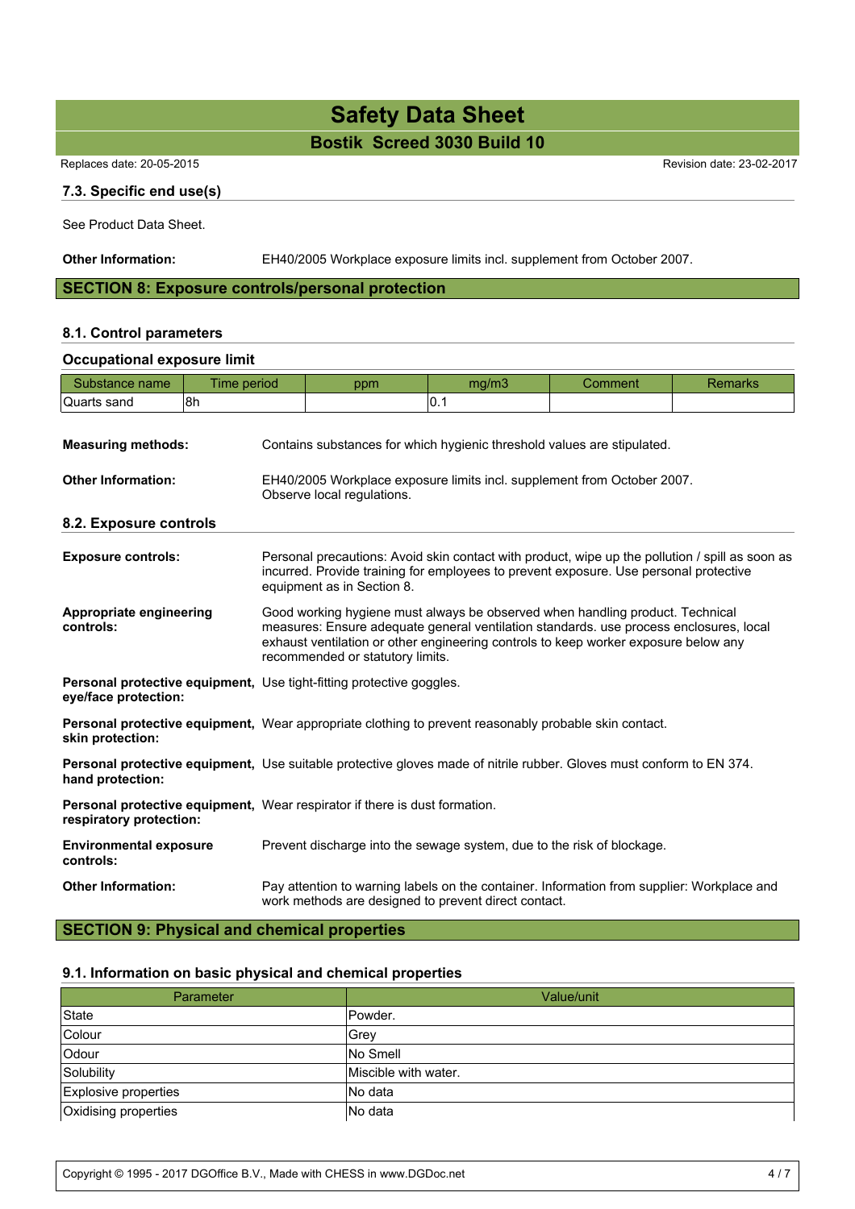### 7.3. Specific end use(s)

See Product Data Sheet.

**Other Information:** EH40/2005 Workplace exposure limits incl. supplement from October 2007.

## SECTION 8: Exposure controls/personal protection

### 8.1. Control parameters

#### Occupational exposure limit

| Substance name | Time period | ppm | mg/m3 | Comment | Remarks |
|---|---|---|---|---|---|
| Quarts sand | 8h | | 0.1 | | |

**Measuring methods:** Contains substances for which hygienic threshold values are stipulated.

**Other Information:** EH40/2005 Workplace exposure limits incl. supplement from October 2007. Observe local regulations.

### 8.2. Exposure controls

**Exposure controls:** Personal precautions: Avoid skin contact with product, wipe up the pollution / spill as soon as incurred. Provide training for employees to prevent exposure. Use personal protective equipment as in Section 8.

**Appropriate engineering controls:** Good working hygiene must always be observed when handling product. Technical measures: Ensure adequate general ventilation standards. use process enclosures, local exhaust ventilation or other engineering controls to keep worker exposure below any recommended or statutory limits.

**Personal protective equipment, eye/face protection:** Use tight-fitting protective goggles.

**Personal protective equipment, skin protection:** Wear appropriate clothing to prevent reasonably probable skin contact.

**Personal protective equipment, hand protection:** Use suitable protective gloves made of nitrile rubber. Gloves must conform to EN 374.

**Personal protective equipment, respiratory protection:** Wear respirator if there is dust formation.

**Environmental exposure controls:** Prevent discharge into the sewage system, due to the risk of blockage.

**Other Information:** Pay attention to warning labels on the container. Information from supplier: Workplace and work methods are designed to prevent direct contact.

## SECTION 9: Physical and chemical properties

### 9.1. Information on basic physical and chemical properties

| Parameter | Value/unit |
|---|---|
| State | Powder. |
| Colour | Grey |
| Odour | No Smell |
| Solubility | Miscible with water. |
| Explosive properties | No data |
| Oxidising properties | No data |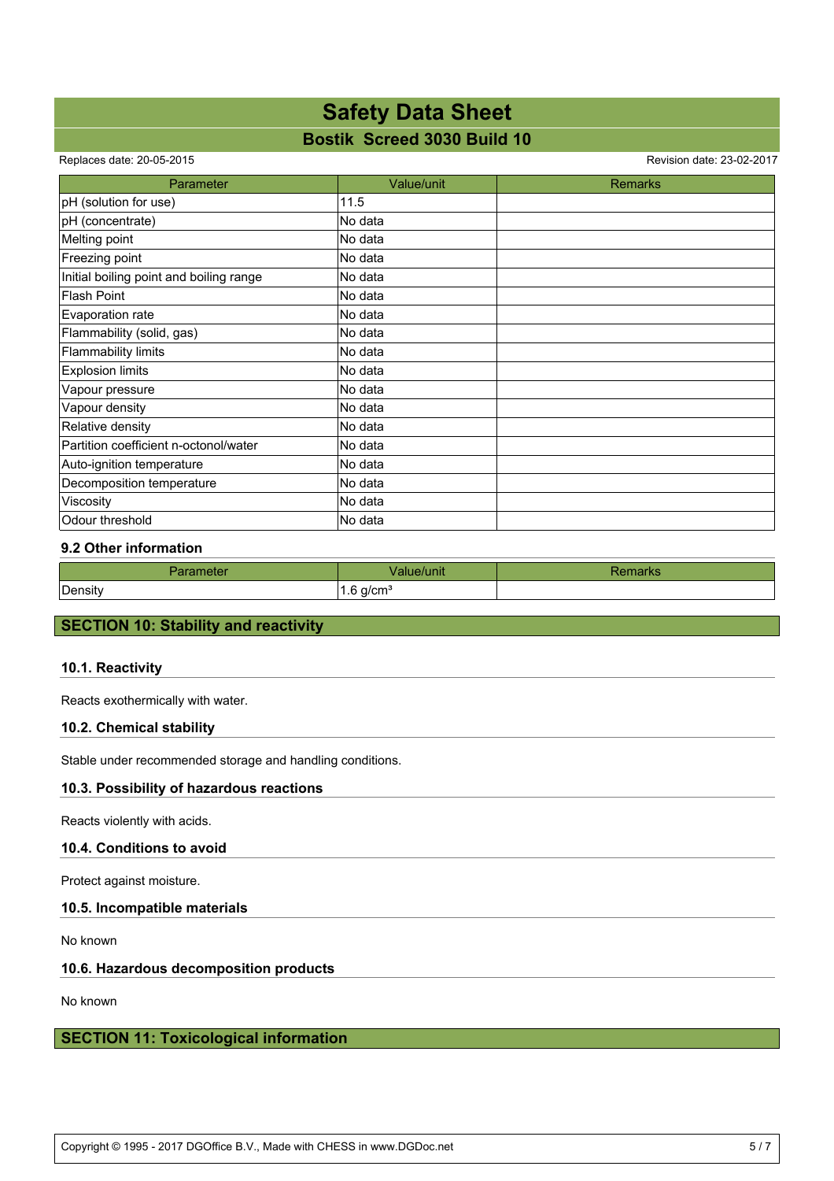| Parameter | Value/unit | Remarks |
| --- | --- | --- |
| pH (solution for use) | 11.5 | |
| pH (concentrate) | No data | |
| Melting point | No data | |
| Freezing point | No data | |
| Initial boiling point and boiling range | No data | |
| Flash Point | No data | |
| Evaporation rate | No data | |
| Flammability (solid, gas) | No data | |
| Flammability limits | No data | |
| Explosion limits | No data | |
| Vapour pressure | No data | |
| Vapour density | No data | |
| Relative density | No data | |
| Partition coefficient n-octonol/water | No data | |
| Auto-ignition temperature | No data | |
| Decomposition temperature | No data | |
| Viscosity | No data | |
| Odour threshold | No data | |

### 9.2 Other information

| Parameter | Value/unit | Remarks |
| --- | --- | --- |
| Density | 1.6 g/cm³ | |

## SECTION 10: Stability and reactivity

### 10.1. Reactivity

Reacts exothermically with water.

### 10.2. Chemical stability

Stable under recommended storage and handling conditions.

### 10.3. Possibility of hazardous reactions

Reacts violently with acids.

### 10.4. Conditions to avoid

Protect against moisture.

### 10.5. Incompatible materials

No known

### 10.6. Hazardous decomposition products

No known

## SECTION 11: Toxicological information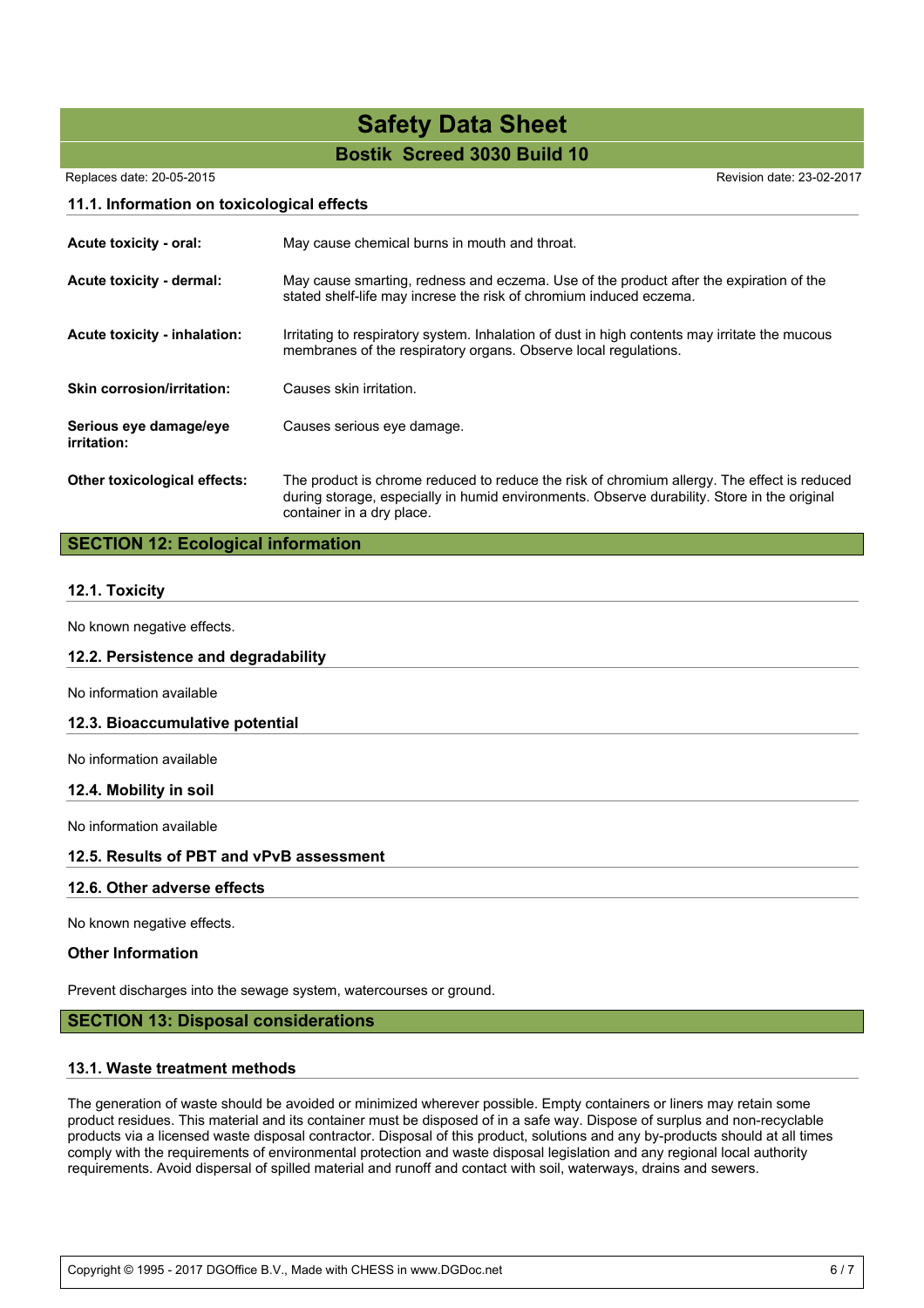### 11.1. Information on toxicological effects

| | |
|---|---|
| **Acute toxicity - oral:** | May cause chemical burns in mouth and throat. |
| **Acute toxicity - dermal:** | May cause smarting, redness and eczema. Use of the product after the expiration of the stated shelf-life may increse the risk of chromium induced eczema. |
| **Acute toxicity - inhalation:** | Irritating to respiratory system. Inhalation of dust in high contents may irritate the mucous membranes of the respiratory organs. Observe local regulations. |
| **Skin corrosion/irritation:** | Causes skin irritation. |
| **Serious eye damage/eye irritation:** | Causes serious eye damage. |
| **Other toxicological effects:** | The product is chrome reduced to reduce the risk of chromium allergy. The effect is reduced during storage, especially in humid environments. Observe durability. Store in the original container in a dry place. |

## SECTION 12: Ecological information

### 12.1. Toxicity

No known negative effects.

### 12.2. Persistence and degradability

No information available

### 12.3. Bioaccumulative potential

No information available

### 12.4. Mobility in soil

No information available

### 12.5. Results of PBT and vPvB assessment

### 12.6. Other adverse effects

No known negative effects.

### Other Information

Prevent discharges into the sewage system, watercourses or ground.

## SECTION 13: Disposal considerations

### 13.1. Waste treatment methods

The generation of waste should be avoided or minimized wherever possible. Empty containers or liners may retain some product residues. This material and its container must be disposed of in a safe way. Dispose of surplus and non-recyclable products via a licensed waste disposal contractor. Disposal of this product, solutions and any by-products should at all times comply with the requirements of environmental protection and waste disposal legislation and any regional local authority requirements. Avoid dispersal of spilled material and runoff and contact with soil, waterways, drains and sewers.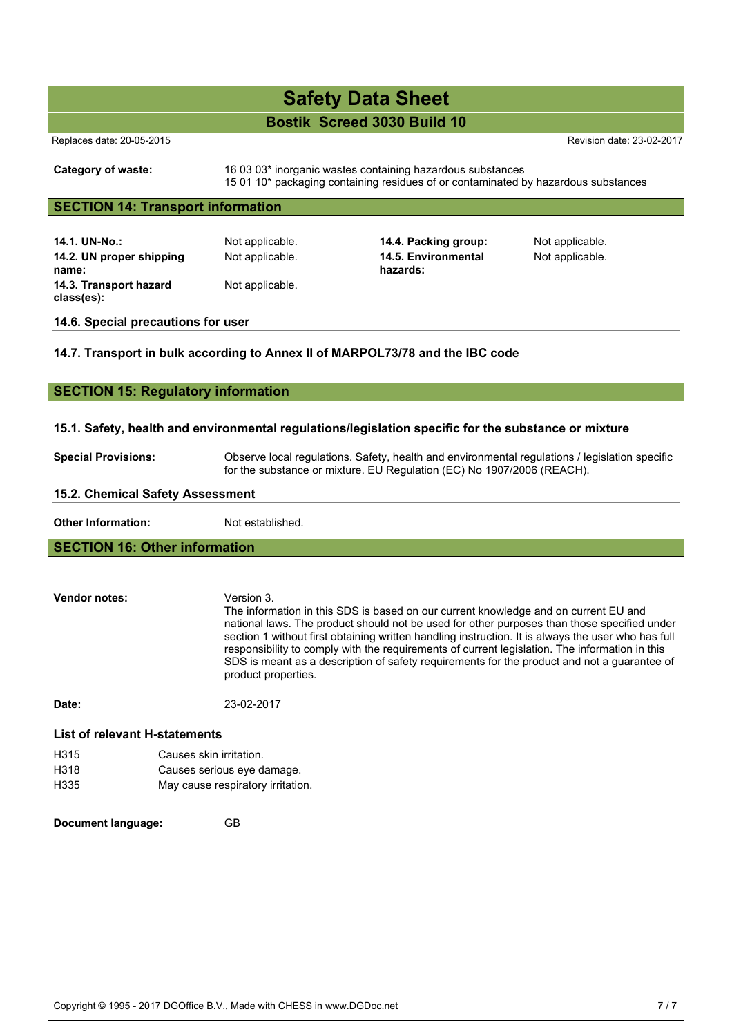**Category of waste:** 16 03 03* inorganic wastes containing hazardous substances
15 01 10* packaging containing residues of or contaminated by hazardous substances

## SECTION 14: Transport information

| | | | |
|---|---|---|---|
| **14.1. UN-No.:** | Not applicable. | **14.4. Packing group:** | Not applicable. |
| **14.2. UN proper shipping name:** | Not applicable. | **14.5. Environmental hazards:** | Not applicable. |
| **14.3. Transport hazard class(es):** | Not applicable. | | |

### 14.6. Special precautions for user

### 14.7. Transport in bulk according to Annex II of MARPOL73/78 and the IBC code

## SECTION 15: Regulatory information

### 15.1. Safety, health and environmental regulations/legislation specific for the substance or mixture

**Special Provisions:** Observe local regulations. Safety, health and environmental regulations / legislation specific for the substance or mixture. EU Regulation (EC) No 1907/2006 (REACH).

### 15.2. Chemical Safety Assessment

**Other Information:** Not established.

## SECTION 16: Other information

**Vendor notes:** Version 3.
The information in this SDS is based on our current knowledge and on current EU and national laws. The product should not be used for other purposes than those specified under section 1 without first obtaining written handling instruction. It is always the user who has full responsibility to comply with the requirements of current legislation. The information in this SDS is meant as a description of safety requirements for the product and not a guarantee of product properties.

**Date:** 23-02-2017

### List of relevant H-statements

| | |
|---|---|
| H315 | Causes skin irritation. |
| H318 | Causes serious eye damage. |
| H335 | May cause respiratory irritation. |

**Document language:** GB